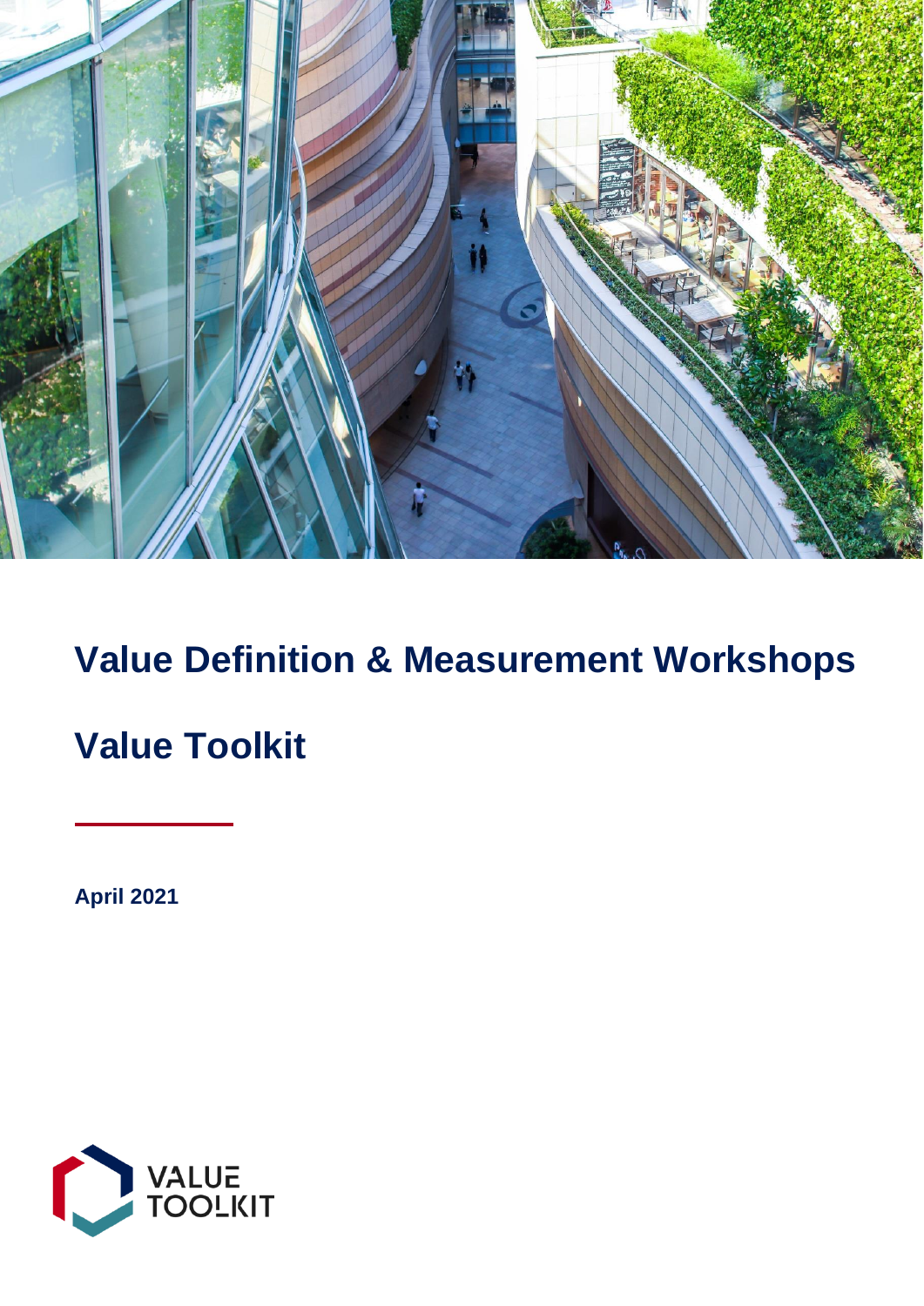# Value Definition & Measurement Workshops

## Value Toolkit

**April 2021**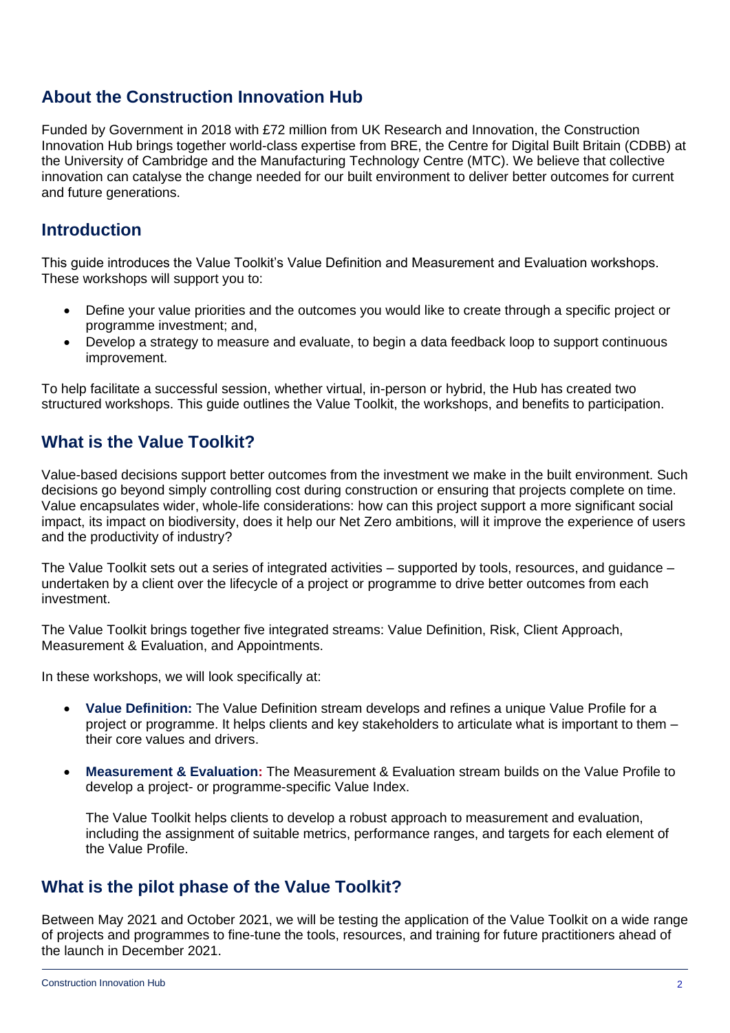## About the Construction Innovation Hub

Funded by Government in 2018 with £72 million from UK Research and Innovation, the Construction Innovation Hub brings together world-class expertise from BRE, the Centre for Digital Built Britain (CDBB) at the University of Cambridge and the Manufacturing Technology Centre (MTC). We believe that collective innovation can catalyse the change needed for our built environment to deliver better outcomes for current and future generations.

## Introduction

This guide introduces the Value Toolkit's Value Definition and Measurement and Evaluation workshops. These workshops will support you to:

- Define your value priorities and the outcomes you would like to create through a specific project or programme investment; and,
- Develop a strategy to measure and evaluate, to begin a data feedback loop to support continuous improvement.

To help facilitate a successful session, whether virtual, in-person or hybrid, the Hub has created two structured workshops. This guide outlines the Value Toolkit, the workshops, and benefits to participation.

## What is the Value Toolkit?

Value-based decisions support better outcomes from the investment we make in the built environment. Such decisions go beyond simply controlling cost during construction or ensuring that projects complete on time. Value encapsulates wider, whole-life considerations: how can this project support a more significant social impact, its impact on biodiversity, does it help our Net Zero ambitions, will it improve the experience of users and the productivity of industry?

The Value Toolkit sets out a series of integrated activities – supported by tools, resources, and guidance – undertaken by a client over the lifecycle of a project or programme to drive better outcomes from each investment.

The Value Toolkit brings together five integrated streams: Value Definition, Risk, Client Approach, Measurement & Evaluation, and Appointments.

In these workshops, we will look specifically at:

- **Value Definition:** The Value Definition stream develops and refines a unique Value Profile for a project or programme. It helps clients and key stakeholders to articulate what is important to them – their core values and drivers.

- **Measurement & Evaluation:** The Measurement & Evaluation stream builds on the Value Profile to develop a project- or programme-specific Value Index.

  The Value Toolkit helps clients to develop a robust approach to measurement and evaluation, including the assignment of suitable metrics, performance ranges, and targets for each element of the Value Profile.

## What is the pilot phase of the Value Toolkit?

Between May 2021 and October 2021, we will be testing the application of the Value Toolkit on a wide range of projects and programmes to fine-tune the tools, resources, and training for future practitioners ahead of the launch in December 2021.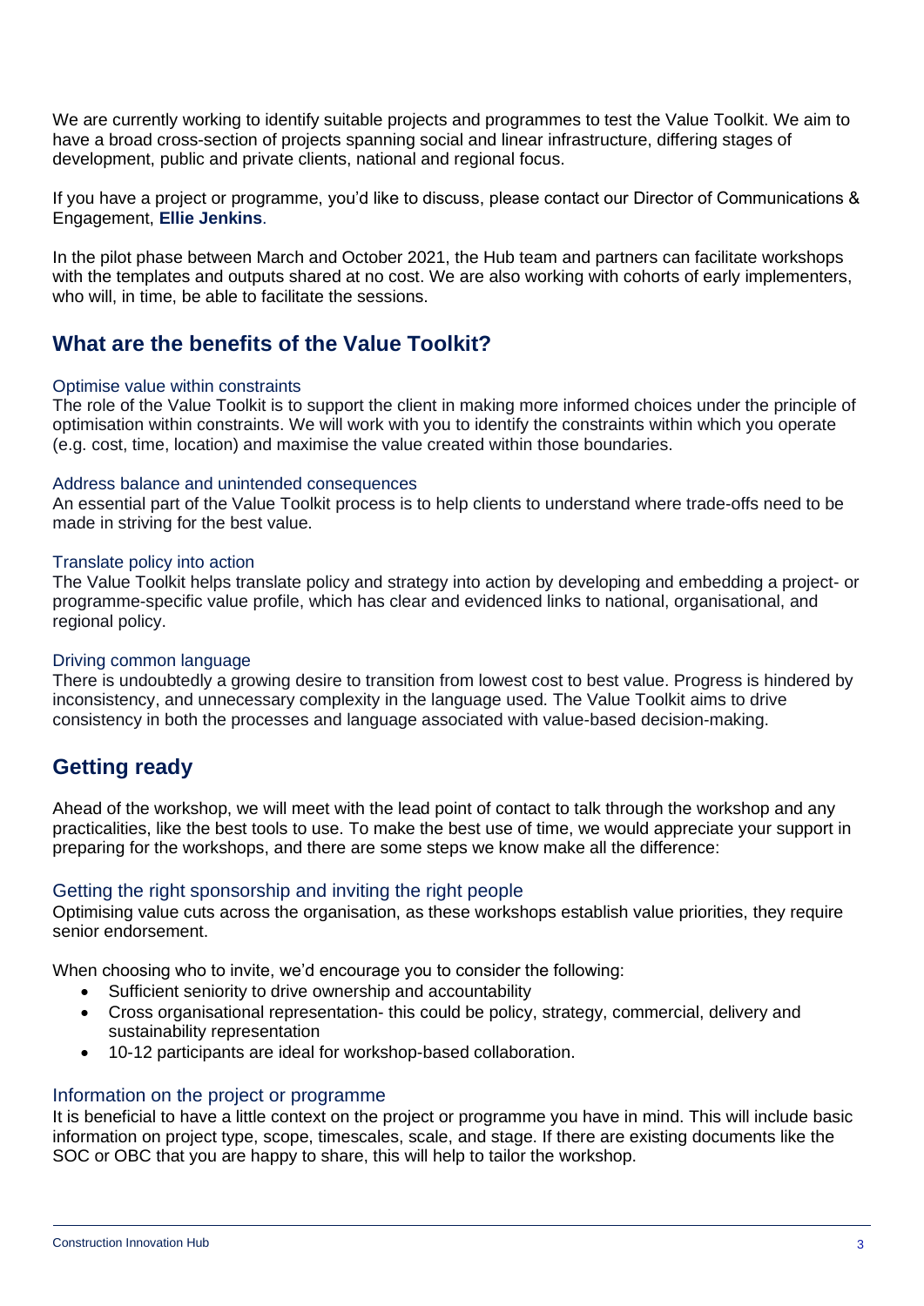We are currently working to identify suitable projects and programmes to test the Value Toolkit. We aim to have a broad cross-section of projects spanning social and linear infrastructure, differing stages of development, public and private clients, national and regional focus.

If you have a project or programme, you'd like to discuss, please contact our Director of Communications & Engagement, **Ellie Jenkins**.

In the pilot phase between March and October 2021, the Hub team and partners can facilitate workshops with the templates and outputs shared at no cost. We are also working with cohorts of early implementers, who will, in time, be able to facilitate the sessions.

## What are the benefits of the Value Toolkit?

### Optimise value within constraints

The role of the Value Toolkit is to support the client in making more informed choices under the principle of optimisation within constraints. We will work with you to identify the constraints within which you operate (e.g. cost, time, location) and maximise the value created within those boundaries.

### Address balance and unintended consequences

An essential part of the Value Toolkit process is to help clients to understand where trade-offs need to be made in striving for the best value.

### Translate policy into action

The Value Toolkit helps translate policy and strategy into action by developing and embedding a project- or programme-specific value profile, which has clear and evidenced links to national, organisational, and regional policy.

### Driving common language

There is undoubtedly a growing desire to transition from lowest cost to best value. Progress is hindered by inconsistency, and unnecessary complexity in the language used. The Value Toolkit aims to drive consistency in both the processes and language associated with value-based decision-making.

## Getting ready

Ahead of the workshop, we will meet with the lead point of contact to talk through the workshop and any practicalities, like the best tools to use. To make the best use of time, we would appreciate your support in preparing for the workshops, and there are some steps we know make all the difference:

### Getting the right sponsorship and inviting the right people

Optimising value cuts across the organisation, as these workshops establish value priorities, they require senior endorsement.

When choosing who to invite, we'd encourage you to consider the following:

- Sufficient seniority to drive ownership and accountability
- Cross organisational representation- this could be policy, strategy, commercial, delivery and sustainability representation
- 10-12 participants are ideal for workshop-based collaboration.

### Information on the project or programme

It is beneficial to have a little context on the project or programme you have in mind. This will include basic information on project type, scope, timescales, scale, and stage. If there are existing documents like the SOC or OBC that you are happy to share, this will help to tailor the workshop.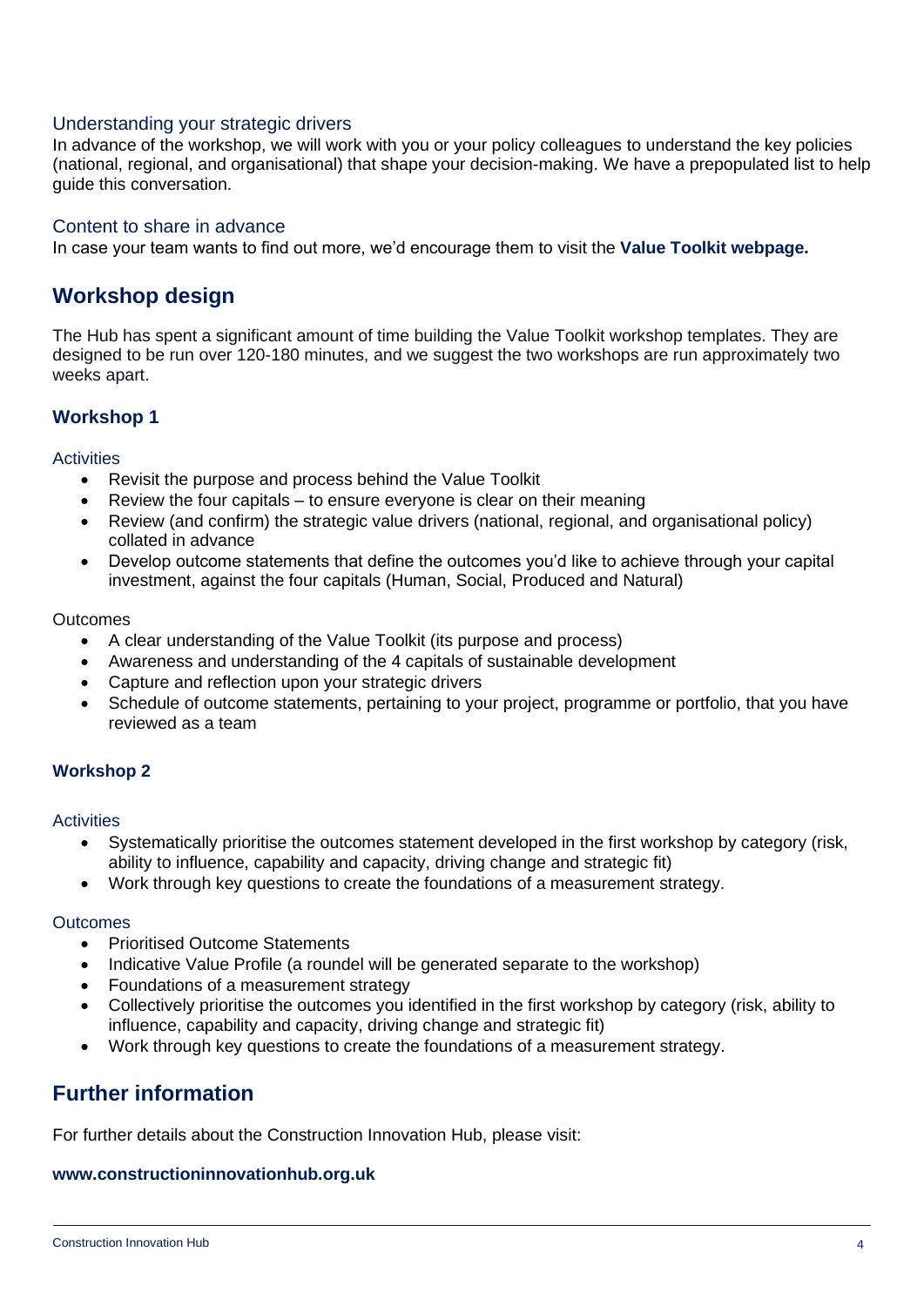### Understanding your strategic drivers

In advance of the workshop, we will work with you or your policy colleagues to understand the key policies (national, regional, and organisational) that shape your decision-making. We have a prepopulated list to help guide this conversation.

### Content to share in advance

In case your team wants to find out more, we'd encourage them to visit the **Value Toolkit webpage.**

## Workshop design

The Hub has spent a significant amount of time building the Value Toolkit workshop templates. They are designed to be run over 120-180 minutes, and we suggest the two workshops are run approximately two weeks apart.

### Workshop 1

#### Activities

- Revisit the purpose and process behind the Value Toolkit
- Review the four capitals – to ensure everyone is clear on their meaning
- Review (and confirm) the strategic value drivers (national, regional, and organisational policy) collated in advance
- Develop outcome statements that define the outcomes you'd like to achieve through your capital investment, against the four capitals (Human, Social, Produced and Natural)

Outcomes

- A clear understanding of the Value Toolkit (its purpose and process)
- Awareness and understanding of the 4 capitals of sustainable development
- Capture and reflection upon your strategic drivers
- Schedule of outcome statements, pertaining to your project, programme or portfolio, that you have reviewed as a team

### Workshop 2

#### Activities

- Systematically prioritise the outcomes statement developed in the first workshop by category (risk, ability to influence, capability and capacity, driving change and strategic fit)
- Work through key questions to create the foundations of a measurement strategy.

#### Outcomes

- Prioritised Outcome Statements
- Indicative Value Profile (a roundel will be generated separate to the workshop)
- Foundations of a measurement strategy
- Collectively prioritise the outcomes you identified in the first workshop by category (risk, ability to influence, capability and capacity, driving change and strategic fit)
- Work through key questions to create the foundations of a measurement strategy.

## Further information

For further details about the Construction Innovation Hub, please visit:

**www.constructioninnovationhub.org.uk**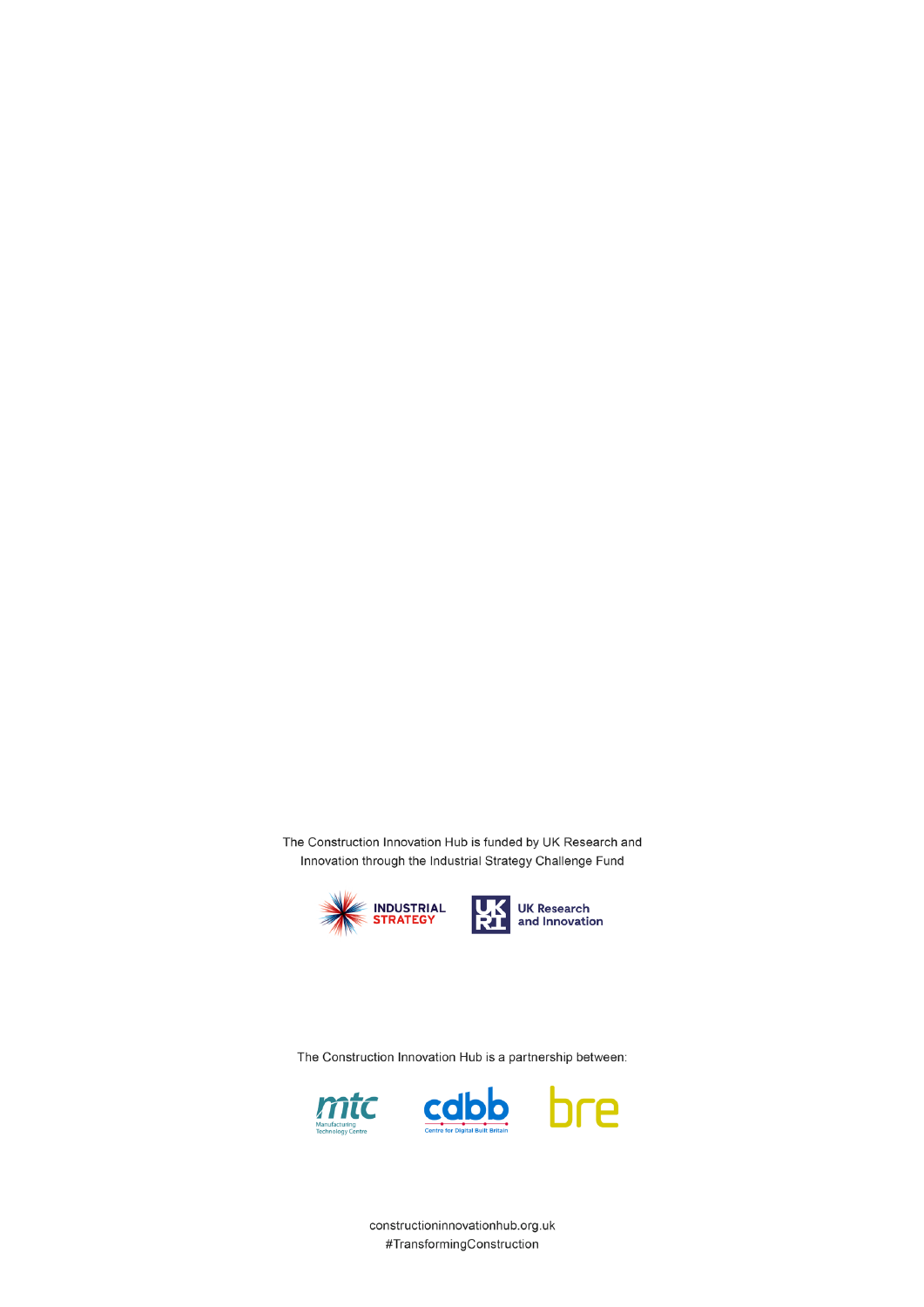The Construction Innovation Hub is funded by UK Research and Innovation through the Industrial Strategy Challenge Fund

INDUSTRIAL STRATEGY

UK Research and Innovation

The Construction Innovation Hub is a partnership between:

mtc Manufacturing Technology Centre

cdbb Centre for Digital Built Britain

bre

constructioninnovationhub.org.uk
#TransformingConstruction